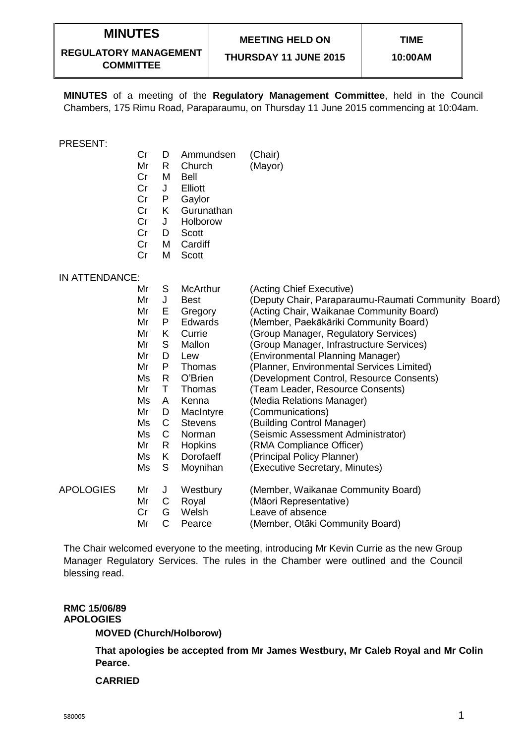| MINUTES<br>REGULATORY MANAGEMENT COMMITTEE | MEETING HELD ON<br>THURSDAY 11 JUNE 2015 | TIME<br>10:00AM |
|---|---|---|

**MINUTES** of a meeting of the **Regulatory Management Committee**, held in the Council Chambers, 175 Rimu Road, Paraparaumu, on Thursday 11 June 2015 commencing at 10:04am.

PRESENT:

| | | | |
|---|---|---|---|
| Cr | D | Ammundsen | (Chair) |
| Mr | R | Church | (Mayor) |
| Cr | M | Bell | |
| Cr | J | Elliott | |
| Cr | P | Gaylor | |
| Cr | K | Gurunathan | |
| Cr | J | Holborow | |
| Cr | D | Scott | |
| Cr | M | Cardiff | |
| Cr | M | Scott | |

IN ATTENDANCE:

| | | | |
|---|---|---|---|
| Mr | S | McArthur | (Acting Chief Executive) |
| Mr | J | Best | (Deputy Chair, Paraparaumu-Raumati Community Board) |
| Mr | E | Gregory | (Acting Chair, Waikanae Community Board) |
| Mr | P | Edwards | (Member, Paekākāriki Community Board) |
| Mr | K | Currie | (Group Manager, Regulatory Services) |
| Mr | S | Mallon | (Group Manager, Infrastructure Services) |
| Mr | D | Lew | (Environmental Planning Manager) |
| Mr | P | Thomas | (Planner, Environmental Services Limited) |
| Ms | R | O'Brien | (Development Control, Resource Consents) |
| Mr | T | Thomas | (Team Leader, Resource Consents) |
| Ms | A | Kenna | (Media Relations Manager) |
| Mr | D | MacIntyre | (Communications) |
| Ms | C | Stevens | (Building Control Manager) |
| Ms | C | Norman | (Seismic Assessment Administrator) |
| Mr | R | Hopkins | (RMA Compliance Officer) |
| Ms | K | Dorofaeff | (Principal Policy Planner) |
| Ms | S | Moynihan | (Executive Secretary, Minutes) |

APOLOGIES

| | | | |
|---|---|---|---|
| Mr | J | Westbury | (Member, Waikanae Community Board) |
| Mr | C | Royal | (Māori Representative) |
| Cr | G | Welsh | Leave of absence |
| Mr | C | Pearce | (Member, Otāki Community Board) |

The Chair welcomed everyone to the meeting, introducing Mr Kevin Currie as the new Group Manager Regulatory Services. The rules in the Chamber were outlined and the Council blessing read.

**RMC 15/06/89**
**APOLOGIES**

**MOVED (Church/Holborow)**

**That apologies be accepted from Mr James Westbury, Mr Caleb Royal and Mr Colin Pearce.**

**CARRIED**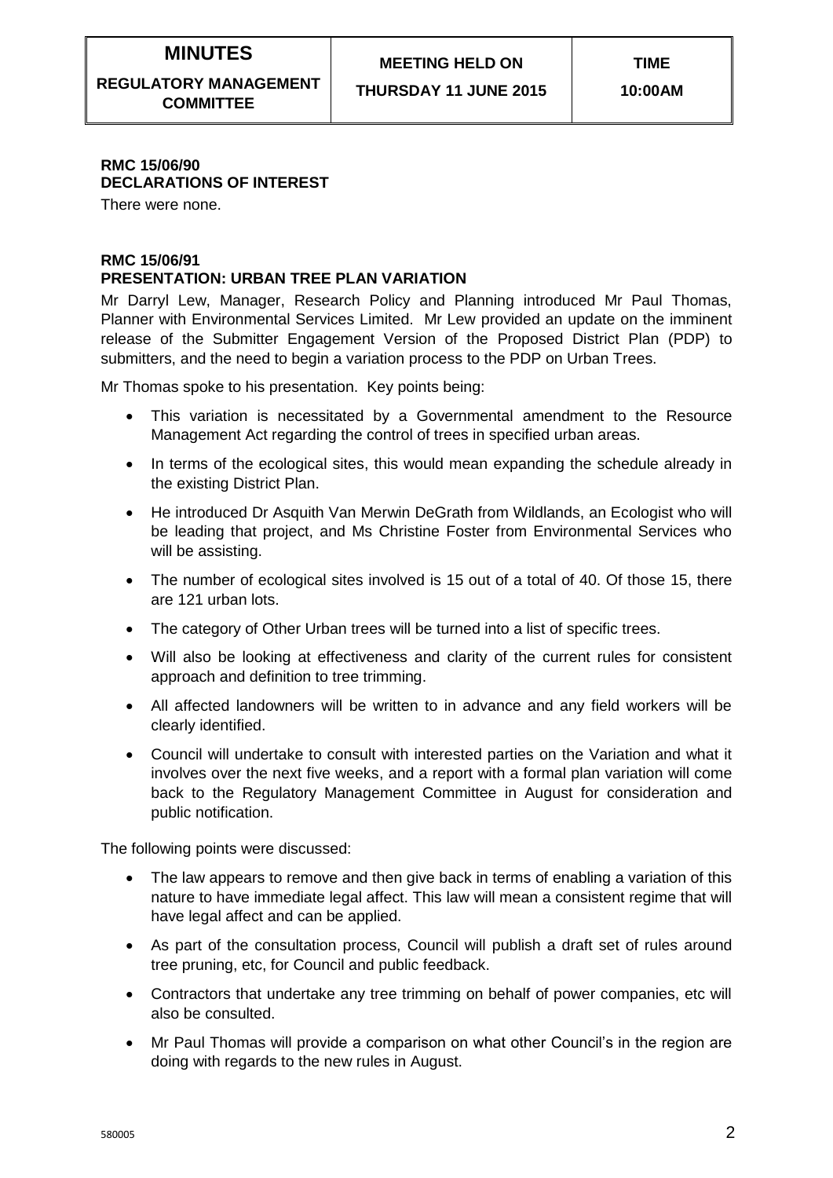| MINUTES | MEETING HELD ON | TIME |
|---|---|---|
| REGULATORY MANAGEMENT COMMITTEE | THURSDAY 11 JUNE 2015 | 10:00AM |

**RMC 15/06/90**
**DECLARATIONS OF INTEREST**

There were none.

**RMC 15/06/91**
**PRESENTATION: URBAN TREE PLAN VARIATION**

Mr Darryl Lew, Manager, Research Policy and Planning introduced Mr Paul Thomas, Planner with Environmental Services Limited. Mr Lew provided an update on the imminent release of the Submitter Engagement Version of the Proposed District Plan (PDP) to submitters, and the need to begin a variation process to the PDP on Urban Trees.

Mr Thomas spoke to his presentation. Key points being:

- This variation is necessitated by a Governmental amendment to the Resource Management Act regarding the control of trees in specified urban areas.
- In terms of the ecological sites, this would mean expanding the schedule already in the existing District Plan.
- He introduced Dr Asquith Van Merwin DeGrath from Wildlands, an Ecologist who will be leading that project, and Ms Christine Foster from Environmental Services who will be assisting.
- The number of ecological sites involved is 15 out of a total of 40. Of those 15, there are 121 urban lots.
- The category of Other Urban trees will be turned into a list of specific trees.
- Will also be looking at effectiveness and clarity of the current rules for consistent approach and definition to tree trimming.
- All affected landowners will be written to in advance and any field workers will be clearly identified.
- Council will undertake to consult with interested parties on the Variation and what it involves over the next five weeks, and a report with a formal plan variation will come back to the Regulatory Management Committee in August for consideration and public notification.

The following points were discussed:

- The law appears to remove and then give back in terms of enabling a variation of this nature to have immediate legal affect. This law will mean a consistent regime that will have legal affect and can be applied.
- As part of the consultation process, Council will publish a draft set of rules around tree pruning, etc, for Council and public feedback.
- Contractors that undertake any tree trimming on behalf of power companies, etc will also be consulted.
- Mr Paul Thomas will provide a comparison on what other Council's in the region are doing with regards to the new rules in August.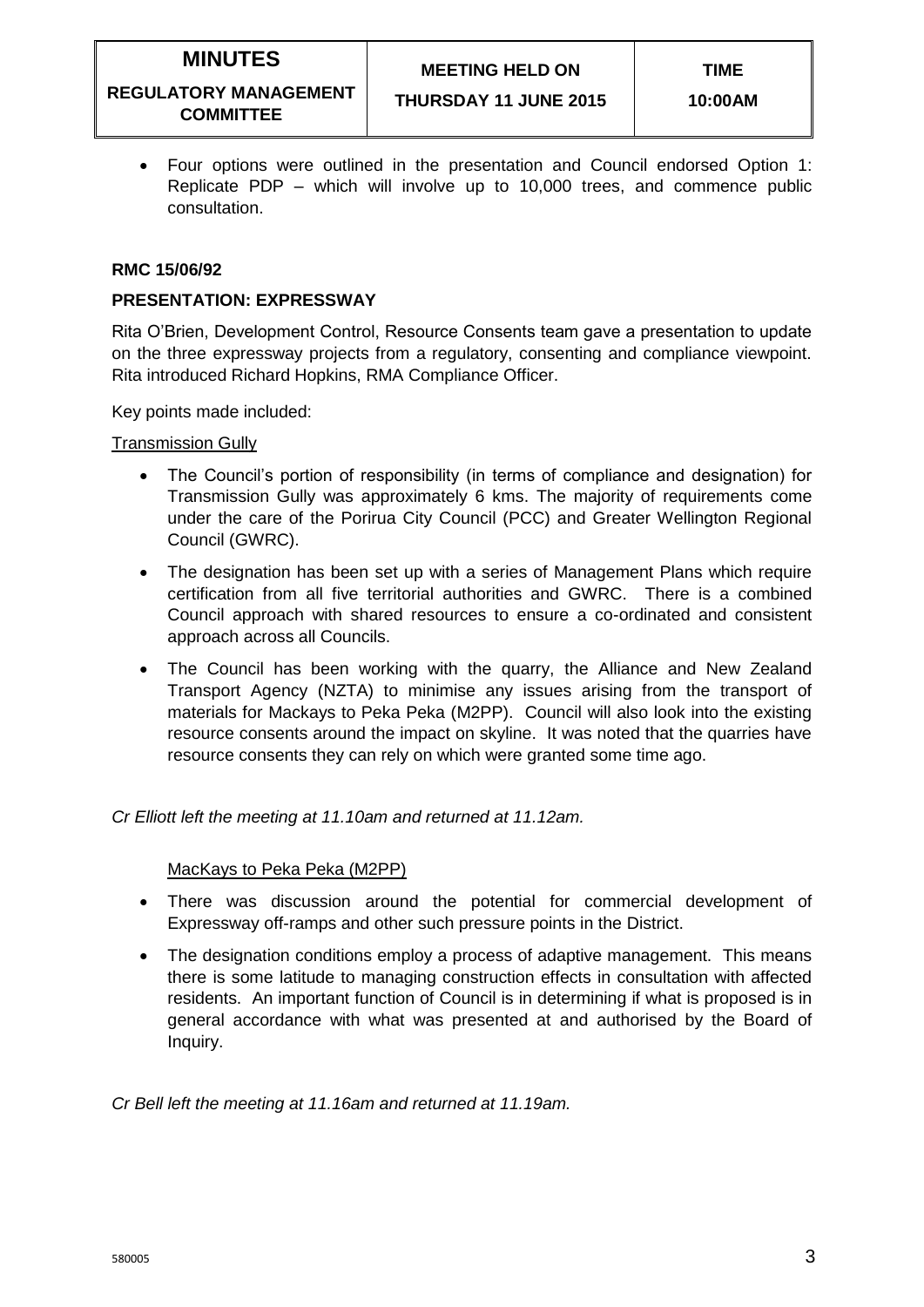- Four options were outlined in the presentation and Council endorsed Option 1: Replicate PDP – which will involve up to 10,000 trees, and commence public consultation.

**RMC 15/06/92**

**PRESENTATION: EXPRESSWAY**

Rita O'Brien, Development Control, Resource Consents team gave a presentation to update on the three expressway projects from a regulatory, consenting and compliance viewpoint. Rita introduced Richard Hopkins, RMA Compliance Officer.

Key points made included:

Transmission Gully

- The Council's portion of responsibility (in terms of compliance and designation) for Transmission Gully was approximately 6 kms. The majority of requirements come under the care of the Porirua City Council (PCC) and Greater Wellington Regional Council (GWRC).
- The designation has been set up with a series of Management Plans which require certification from all five territorial authorities and GWRC. There is a combined Council approach with shared resources to ensure a co-ordinated and consistent approach across all Councils.
- The Council has been working with the quarry, the Alliance and New Zealand Transport Agency (NZTA) to minimise any issues arising from the transport of materials for Mackays to Peka Peka (M2PP). Council will also look into the existing resource consents around the impact on skyline. It was noted that the quarries have resource consents they can rely on which were granted some time ago.

*Cr Elliott left the meeting at 11.10am and returned at 11.12am.*

MacKays to Peka Peka (M2PP)

- There was discussion around the potential for commercial development of Expressway off-ramps and other such pressure points in the District.
- The designation conditions employ a process of adaptive management. This means there is some latitude to managing construction effects in consultation with affected residents. An important function of Council is in determining if what is proposed is in general accordance with what was presented at and authorised by the Board of Inquiry.

*Cr Bell left the meeting at 11.16am and returned at 11.19am.*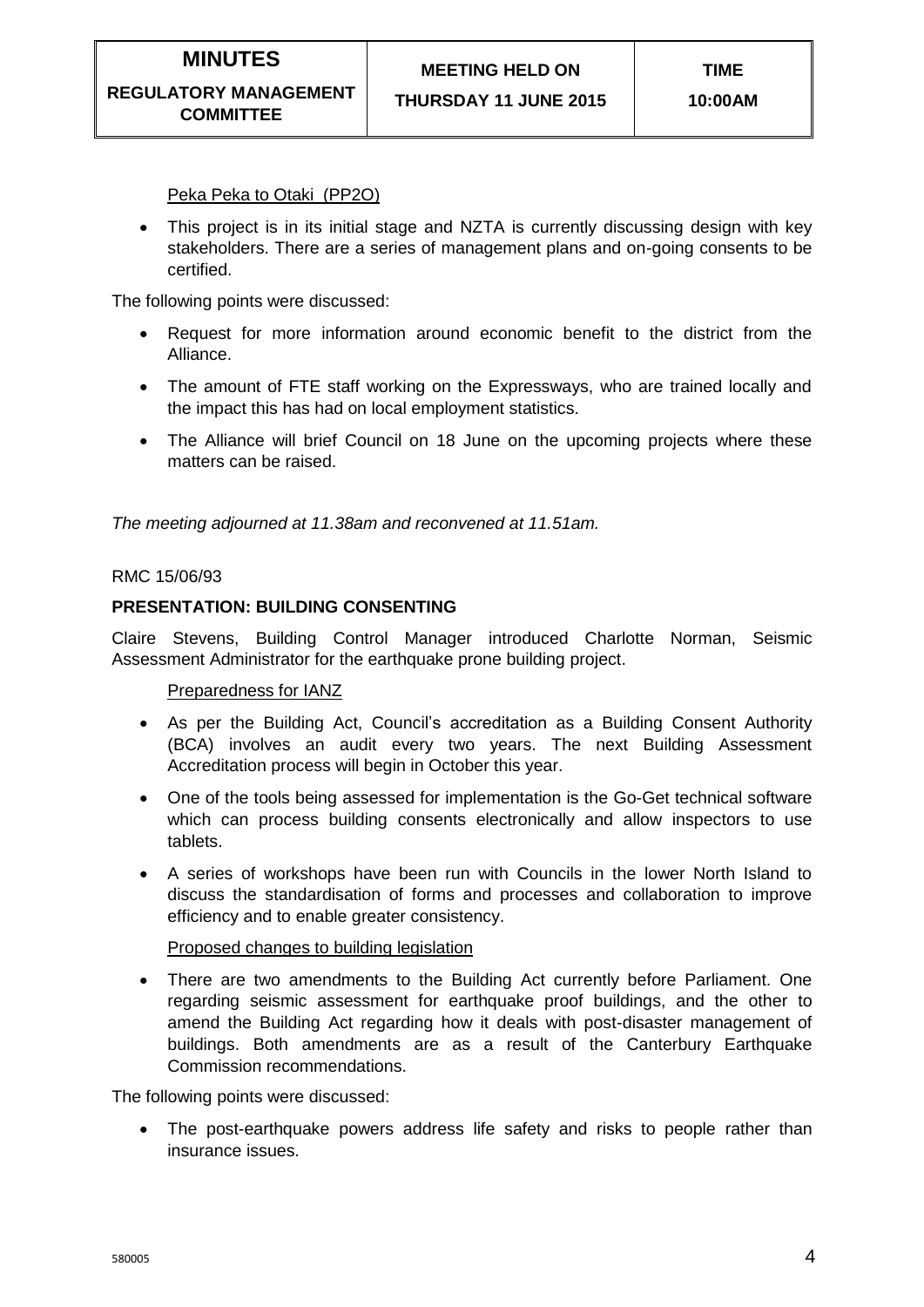Peka Peka to Otaki (PP2O)

- This project is in its initial stage and NZTA is currently discussing design with key stakeholders. There are a series of management plans and on-going consents to be certified.

The following points were discussed:

- Request for more information around economic benefit to the district from the Alliance.
- The amount of FTE staff working on the Expressways, who are trained locally and the impact this has had on local employment statistics.
- The Alliance will brief Council on 18 June on the upcoming projects where these matters can be raised.

*The meeting adjourned at 11.38am and reconvened at 11.51am.*

RMC 15/06/93

**PRESENTATION: BUILDING CONSENTING**

Claire Stevens, Building Control Manager introduced Charlotte Norman, Seismic Assessment Administrator for the earthquake prone building project.

Preparedness for IANZ

- As per the Building Act, Council's accreditation as a Building Consent Authority (BCA) involves an audit every two years. The next Building Assessment Accreditation process will begin in October this year.
- One of the tools being assessed for implementation is the Go-Get technical software which can process building consents electronically and allow inspectors to use tablets.
- A series of workshops have been run with Councils in the lower North Island to discuss the standardisation of forms and processes and collaboration to improve efficiency and to enable greater consistency.

Proposed changes to building legislation

- There are two amendments to the Building Act currently before Parliament. One regarding seismic assessment for earthquake proof buildings, and the other to amend the Building Act regarding how it deals with post-disaster management of buildings. Both amendments are as a result of the Canterbury Earthquake Commission recommendations.

The following points were discussed:

- The post-earthquake powers address life safety and risks to people rather than insurance issues.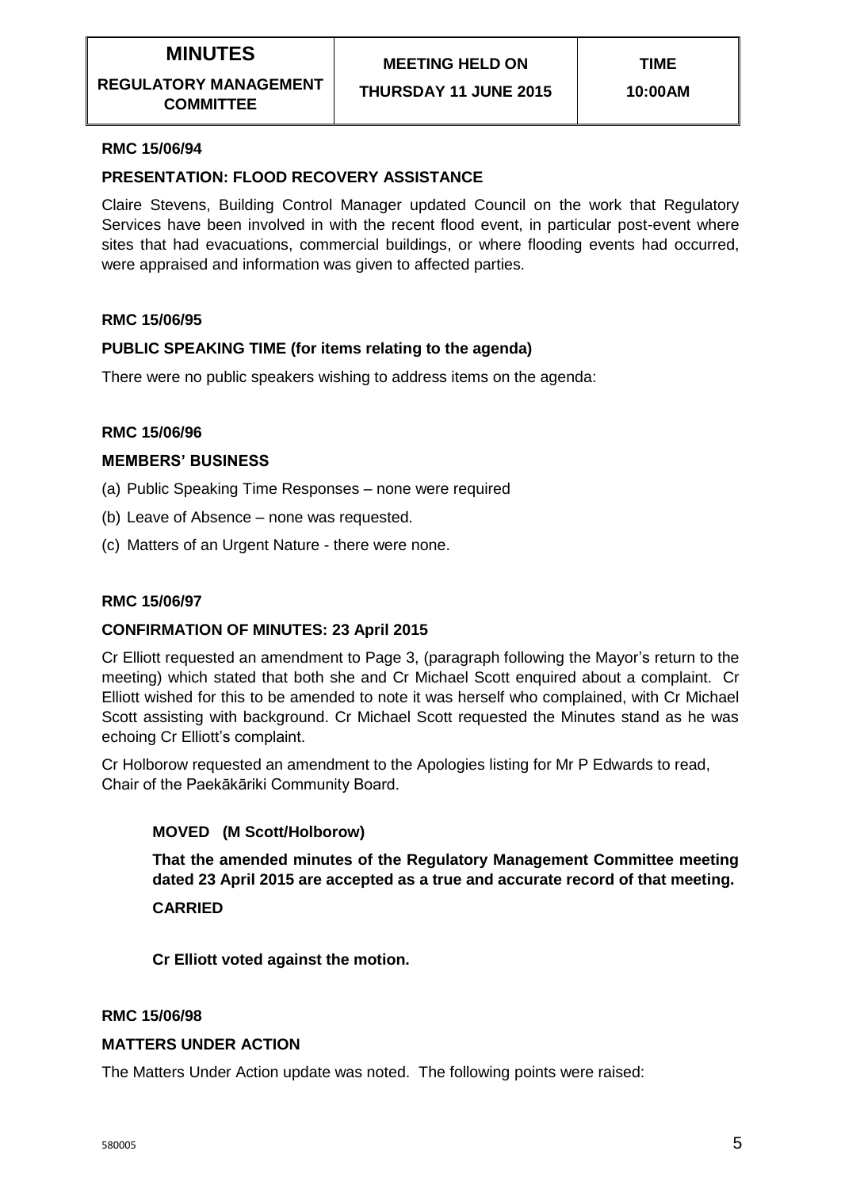**RMC 15/06/94**

**PRESENTATION: FLOOD RECOVERY ASSISTANCE**

Claire Stevens, Building Control Manager updated Council on the work that Regulatory Services have been involved in with the recent flood event, in particular post-event where sites that had evacuations, commercial buildings, or where flooding events had occurred, were appraised and information was given to affected parties.

**RMC 15/06/95**

**PUBLIC SPEAKING TIME (for items relating to the agenda)**

There were no public speakers wishing to address items on the agenda:

**RMC 15/06/96**

**MEMBERS' BUSINESS**

(a) Public Speaking Time Responses – none were required

(b) Leave of Absence – none was requested.

(c) Matters of an Urgent Nature - there were none.

**RMC 15/06/97**

**CONFIRMATION OF MINUTES: 23 April 2015**

Cr Elliott requested an amendment to Page 3, (paragraph following the Mayor's return to the meeting) which stated that both she and Cr Michael Scott enquired about a complaint. Cr Elliott wished for this to be amended to note it was herself who complained, with Cr Michael Scott assisting with background. Cr Michael Scott requested the Minutes stand as he was echoing Cr Elliott's complaint.

Cr Holborow requested an amendment to the Apologies listing for Mr P Edwards to read, Chair of the Paekākāriki Community Board.

**MOVED (M Scott/Holborow)**

**That the amended minutes of the Regulatory Management Committee meeting dated 23 April 2015 are accepted as a true and accurate record of that meeting.**

**CARRIED**

**Cr Elliott voted against the motion.**

**RMC 15/06/98**

**MATTERS UNDER ACTION**

The Matters Under Action update was noted. The following points were raised: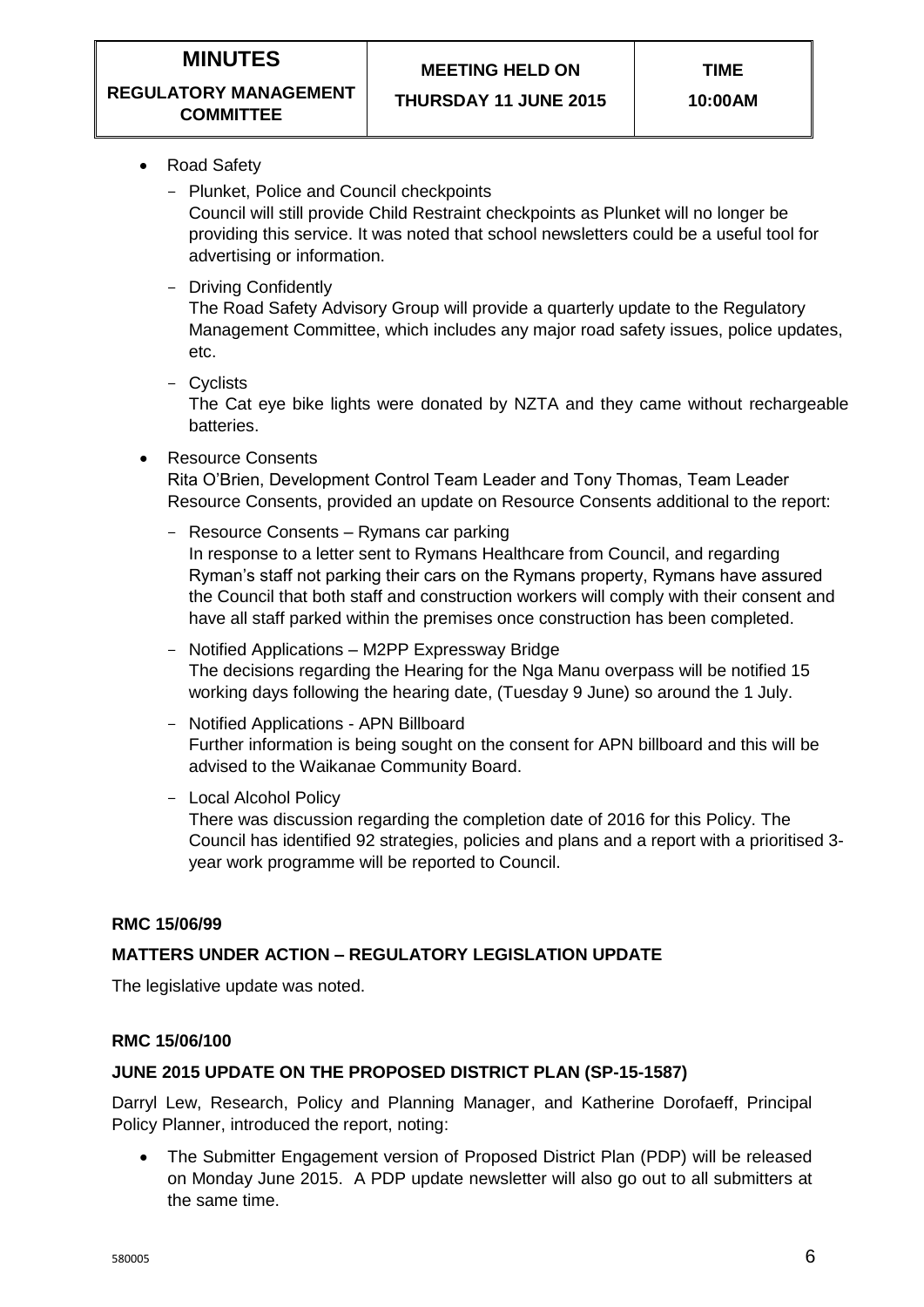- Road Safety
  - Plunket, Police and Council checkpoints
    Council will still provide Child Restraint checkpoints as Plunket will no longer be providing this service. It was noted that school newsletters could be a useful tool for advertising or information.
  - Driving Confidently
    The Road Safety Advisory Group will provide a quarterly update to the Regulatory Management Committee, which includes any major road safety issues, police updates, etc.
  - Cyclists
    The Cat eye bike lights were donated by NZTA and they came without rechargeable batteries.
- Resource Consents
  Rita O'Brien, Development Control Team Leader and Tony Thomas, Team Leader Resource Consents, provided an update on Resource Consents additional to the report:
  - Resource Consents – Rymans car parking
    In response to a letter sent to Rymans Healthcare from Council, and regarding Ryman's staff not parking their cars on the Rymans property, Rymans have assured the Council that both staff and construction workers will comply with their consent and have all staff parked within the premises once construction has been completed.
  - Notified Applications – M2PP Expressway Bridge
    The decisions regarding the Hearing for the Nga Manu overpass will be notified 15 working days following the hearing date, (Tuesday 9 June) so around the 1 July.
  - Notified Applications - APN Billboard
    Further information is being sought on the consent for APN billboard and this will be advised to the Waikanae Community Board.
  - Local Alcohol Policy
    There was discussion regarding the completion date of 2016 for this Policy. The Council has identified 92 strategies, policies and plans and a report with a prioritised 3-year work programme will be reported to Council.

**RMC 15/06/99**

**MATTERS UNDER ACTION – REGULATORY LEGISLATION UPDATE**

The legislative update was noted.

**RMC 15/06/100**

**JUNE 2015 UPDATE ON THE PROPOSED DISTRICT PLAN (SP-15-1587)**

Darryl Lew, Research, Policy and Planning Manager, and Katherine Dorofaeff, Principal Policy Planner, introduced the report, noting:

- The Submitter Engagement version of Proposed District Plan (PDP) will be released on Monday June 2015. A PDP update newsletter will also go out to all submitters at the same time.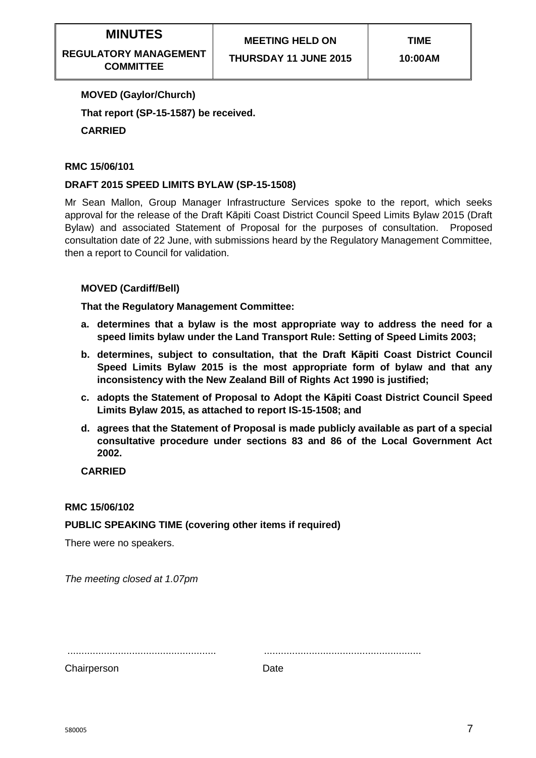**MOVED (Gaylor/Church)**

**That report (SP-15-1587) be received.**

**CARRIED**

**RMC 15/06/101**

**DRAFT 2015 SPEED LIMITS BYLAW (SP-15-1508)**

Mr Sean Mallon, Group Manager Infrastructure Services spoke to the report, which seeks approval for the release of the Draft Kāpiti Coast District Council Speed Limits Bylaw 2015 (Draft Bylaw) and associated Statement of Proposal for the purposes of consultation. Proposed consultation date of 22 June, with submissions heard by the Regulatory Management Committee, then a report to Council for validation.

**MOVED (Cardiff/Bell)**

**That the Regulatory Management Committee:**

- **a. determines that a bylaw is the most appropriate way to address the need for a speed limits bylaw under the Land Transport Rule: Setting of Speed Limits 2003;**
- **b. determines, subject to consultation, that the Draft Kāpiti Coast District Council Speed Limits Bylaw 2015 is the most appropriate form of bylaw and that any inconsistency with the New Zealand Bill of Rights Act 1990 is justified;**
- **c. adopts the Statement of Proposal to Adopt the Kāpiti Coast District Council Speed Limits Bylaw 2015, as attached to report IS-15-1508; and**
- **d. agrees that the Statement of Proposal is made publicly available as part of a special consultative procedure under sections 83 and 86 of the Local Government Act 2002.**

**CARRIED**

**RMC 15/06/102**

**PUBLIC SPEAKING TIME (covering other items if required)**

There were no speakers.

*The meeting closed at 1.07pm*

..................................................... ........................................................

Chairperson Date